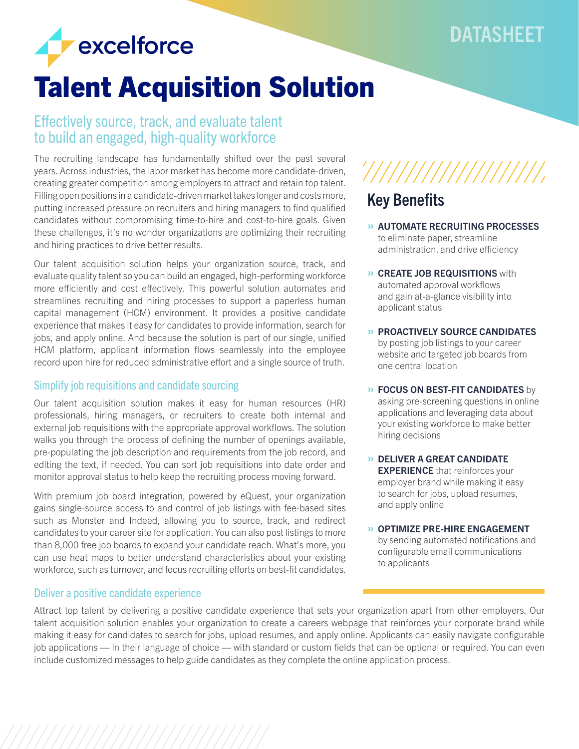excelforce

DATASHEET

# Talent Acquisition Solution

## Effectively source, track, and evaluate talent to build an engaged, high-quality workforce

The recruiting landscape has fundamentally shifted over the past several years. Across industries, the labor market has become more candidate-driven, creating greater competition among employers to attract and retain top talent. Filling open positions in a candidate-driven market takes longer and costs more, putting increased pressure on recruiters and hiring managers to find qualified candidates without compromising time-to-hire and cost-to-hire goals. Given these challenges, it's no wonder organizations are optimizing their recruiting and hiring practices to drive better results.

Our talent acquisition solution helps your organization source, track, and evaluate quality talent so you can build an engaged, high-performing workforce more efficiently and cost effectively. This powerful solution automates and streamlines recruiting and hiring processes to support a paperless human capital management (HCM) environment. It provides a positive candidate experience that makes it easy for candidates to provide information, search for jobs, and apply online. And because the solution is part of our single, unified HCM platform, applicant information flows seamlessly into the employee record upon hire for reduced administrative effort and a single source of truth.

### Simplify job requisitions and candidate sourcing

Our talent acquisition solution makes it easy for human resources (HR) professionals, hiring managers, or recruiters to create both internal and external job requisitions with the appropriate approval workflows. The solution walks you through the process of defining the number of openings available, pre-populating the job description and requirements from the job record, and editing the text, if needed. You can sort job requisitions into date order and monitor approval status to help keep the recruiting process moving forward.

With premium job board integration, powered by eQuest, your organization gains single-source access to and control of job listings with fee-based sites such as Monster and Indeed, allowing you to source, track, and redirect candidates to your career site for application. You can also post listings to more than 8,000 free job boards to expand your candidate reach. What's more, you can use heat maps to better understand characteristics about your existing workforce, such as turnover, and focus recruiting efforts on best-fit candidates.

### Deliver a positive candidate experience

Attract top talent by delivering a positive candidate experience that sets your organization apart from other employers. Our talent acquisition solution enables your organization to create a careers webpage that reinforces your corporate brand while making it easy for candidates to search for jobs, upload resumes, and apply online. Applicants can easily navigate configurable job applications — in their language of choice — with standard or custom fields that can be optional or required. You can even include customized messages to help guide candidates as they complete the online application process.

## Key Benefits

- **AUTOMATE RECRUITING PROCESSES** to eliminate paper, streamline administration, and drive efficiency
- **CREATE JOB REQUISITIONS** with automated approval workflows and gain at-a-glance visibility into applicant status
- **PROACTIVELY SOURCE CANDIDATES** by posting job listings to your career website and targeted job boards from one central location
- **FOCUS ON BEST-FIT CANDIDATES** by asking pre-screening questions in online applications and leveraging data about your existing workforce to make better hiring decisions
- **DELIVER A GREAT CANDIDATE EXPERIENCE** that reinforces your employer brand while making it easy to search for jobs, upload resumes, and apply online
- **OPTIMIZE PRE-HIRE ENGAGEMENT** by sending automated notifications and configurable email communications to applicants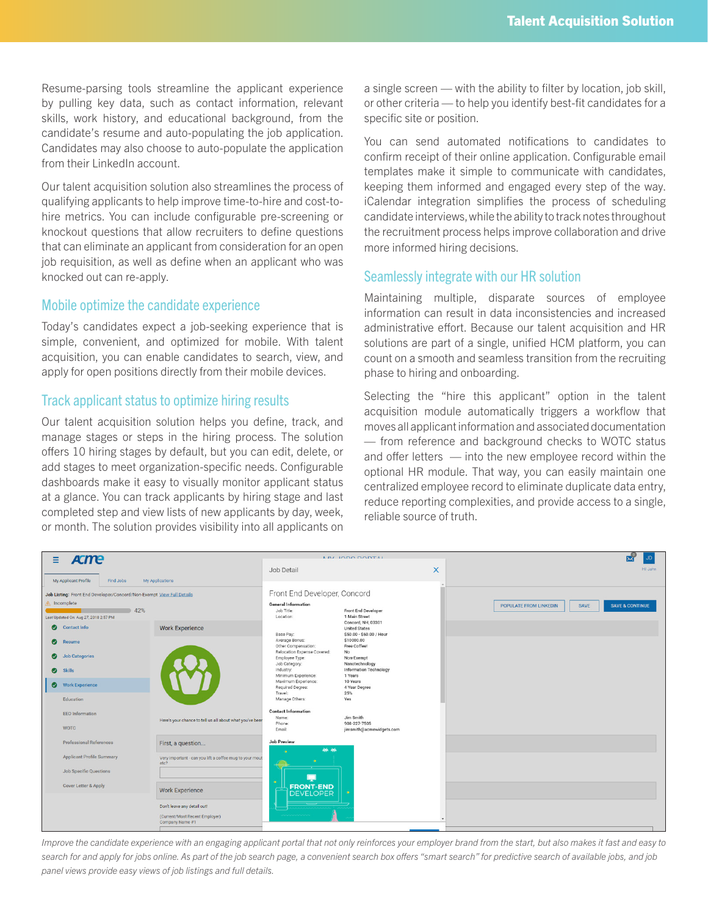Resume-parsing tools streamline the applicant experience by pulling key data, such as contact information, relevant skills, work history, and educational background, from the candidate's resume and auto-populating the job application. Candidates may also choose to auto-populate the application from their LinkedIn account.

Our talent acquisition solution also streamlines the process of qualifying applicants to help improve time-to-hire and cost-to-hire metrics. You can include configurable pre-screening or knockout questions that allow recruiters to define questions that can eliminate an applicant from consideration for an open job requisition, as well as define when an applicant who was knocked out can re-apply.

## Mobile optimize the candidate experience

Today's candidates expect a job-seeking experience that is simple, convenient, and optimized for mobile. With talent acquisition, you can enable candidates to search, view, and apply for open positions directly from their mobile devices.

## Track applicant status to optimize hiring results

Our talent acquisition solution helps you define, track, and manage stages or steps in the hiring process. The solution offers 10 hiring stages by default, but you can edit, delete, or add stages to meet organization-specific needs. Configurable dashboards make it easy to visually monitor applicant status at a glance. You can track applicants by hiring stage and last completed step and view lists of new applicants by day, week, or month. The solution provides visibility into all applicants on a single screen — with the ability to filter by location, job skill, or other criteria — to help you identify best-fit candidates for a specific site or position.

You can send automated notifications to candidates to confirm receipt of their online application. Configurable email templates make it simple to communicate with candidates, keeping them informed and engaged every step of the way. iCalendar integration simplifies the process of scheduling candidate interviews, while the ability to track notes throughout the recruitment process helps improve collaboration and drive more informed hiring decisions.

## Seamlessly integrate with our HR solution

Maintaining multiple, disparate sources of employee information can result in data inconsistencies and increased administrative effort. Because our talent acquisition and HR solutions are part of a single, unified HCM platform, you can count on a smooth and seamless transition from the recruiting phase to hiring and onboarding.

Selecting the "hire this applicant" option in the talent acquisition module automatically triggers a workflow that moves all applicant information and associated documentation — from reference and background checks to WOTC status and offer letters — into the new employee record within the optional HR module. That way, you can easily maintain one centralized employee record to eliminate duplicate data entry, reduce reporting complexities, and provide access to a single, reliable source of truth.

*Improve the candidate experience with an engaging applicant portal that not only reinforces your employer brand from the start, but also makes it fast and easy to search for and apply for jobs online. As part of the job search page, a convenient search box offers "smart search" for predictive search of available jobs, and job panel views provide easy views of job listings and full details.*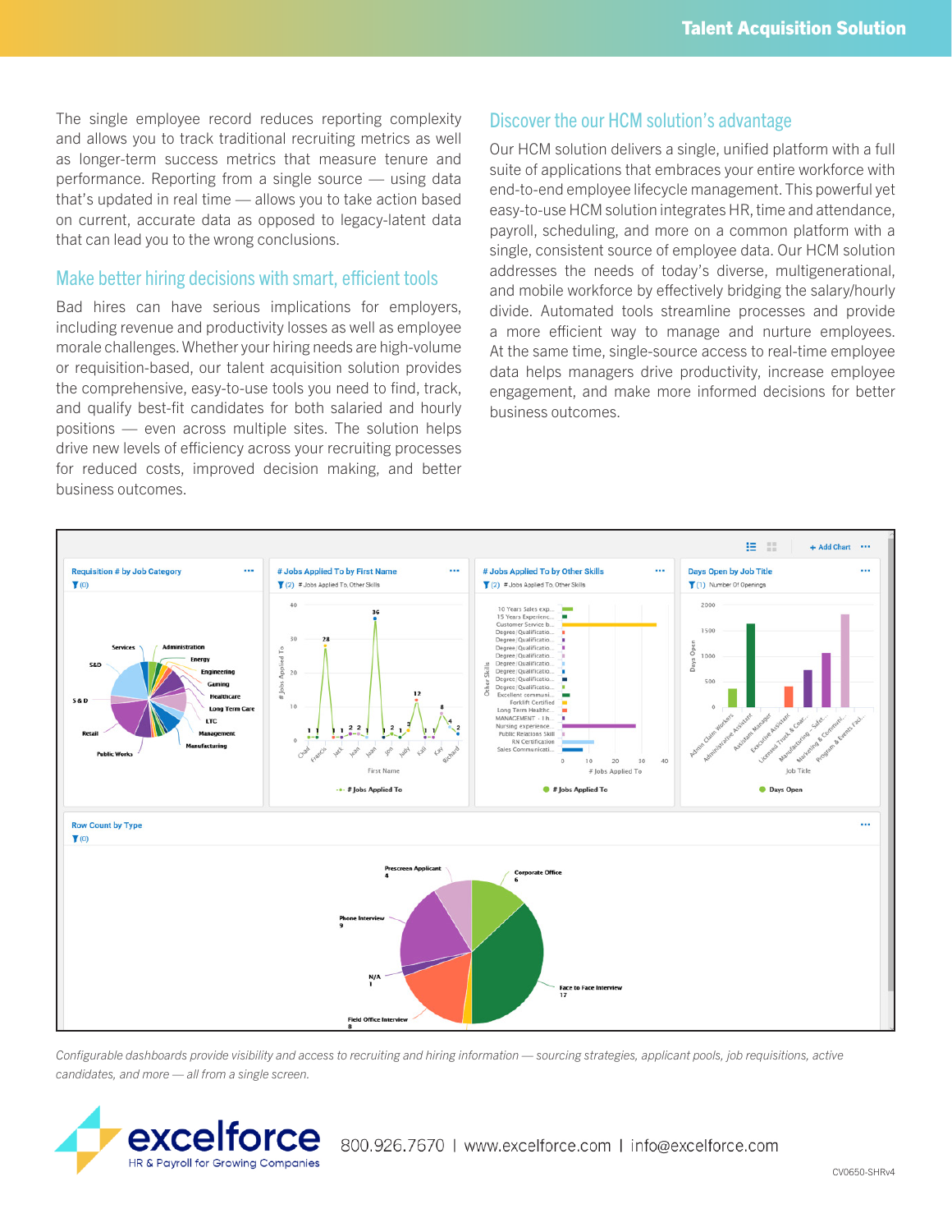The single employee record reduces reporting complexity and allows you to track traditional recruiting metrics as well as longer-term success metrics that measure tenure and performance. Reporting from a single source — using data that's updated in real time — allows you to take action based on current, accurate data as opposed to legacy-latent data that can lead you to the wrong conclusions.

## Make better hiring decisions with smart, efficient tools

Bad hires can have serious implications for employers, including revenue and productivity losses as well as employee morale challenges. Whether your hiring needs are high-volume or requisition-based, our talent acquisition solution provides the comprehensive, easy-to-use tools you need to find, track, and qualify best-fit candidates for both salaried and hourly positions — even across multiple sites. The solution helps drive new levels of efficiency across your recruiting processes for reduced costs, improved decision making, and better business outcomes.

## Discover the our HCM solution's advantage

Our HCM solution delivers a single, unified platform with a full suite of applications that embraces your entire workforce with end-to-end employee lifecycle management. This powerful yet easy-to-use HCM solution integrates HR, time and attendance, payroll, scheduling, and more on a common platform with a single, consistent source of employee data. Our HCM solution addresses the needs of today's diverse, multigenerational, and mobile workforce by effectively bridging the salary/hourly divide. Automated tools streamline processes and provide a more efficient way to manage and nurture employees. At the same time, single-source access to real-time employee data helps managers drive productivity, increase employee engagement, and make more informed decisions for better business outcomes.

+ Add Chart

Requisition # by Job Category

Services, Administration, S&D, Energy, Engineering, Gaming, S & D, Healthcare, Long Term Care, LTC, Retail, Management, Manufacturing, Public Works

# Jobs Applied To by First Name

40, 30, 20, 10, 0

36, 28, 12, 8, 4, 3, 2, 2, 2, 2, 1, 1, 1, 1, 1, 1, 1, 1

# Jobs Applied To

Chad, Francis, Jack, Jean, Jean, Jon, Judy, Kali, Kay, Richard

First Name

# Jobs Applied To

# Jobs Applied To by Other Skills

10 Years Sales exp..., 15 Years Experienc..., Customer Service b..., Degree | Qualificatio..., Degree | Qualificatio..., Degree | Qualificatio..., Degree | Qualificatio..., Degree | Qualificatio..., Degree | Qualificatio..., Degree | Qualificatio..., Degree | Qualificatio..., Degree | Qualificatio..., Degree | Qualificatio..., Excellent communi..., Forklift Certified, Long Term Healthc..., MANAGEMENT - Fh..., Nursing experience..., Public Relations Skill, RN Certification, Sales Communicati...

Other Skills

0, 10, 20, 30, 40

# Jobs Applied To

# Jobs Applied To

Days Open by Job Title

(1) Number Of Openings

2000, 1500, 1000, 500, 0

Days Open

Admin Claim Workers, Administrative Assistant, Assistant Manager, Executive Assistant, Licensed Truck & Coac..., Manufacturing - Safet..., Marketing & Communi..., Program & Events Faci...

Job Title

Days Open

Row Count by Type

Prescreen Applicant 4

Corporate Office 6

Phone Interview 9

N/A 1

Face to Face Interview 17

Field Office Interview 8

*Configurable dashboards provide visibility and access to recruiting and hiring information — sourcing strategies, applicant pools, job requisitions, active candidates, and more — all from a single screen.*

excelforce
HR & Payroll for Growing Companies

800.926.7670 | www.excelforce.com | info@excelforce.com

CV0650-SHRv4